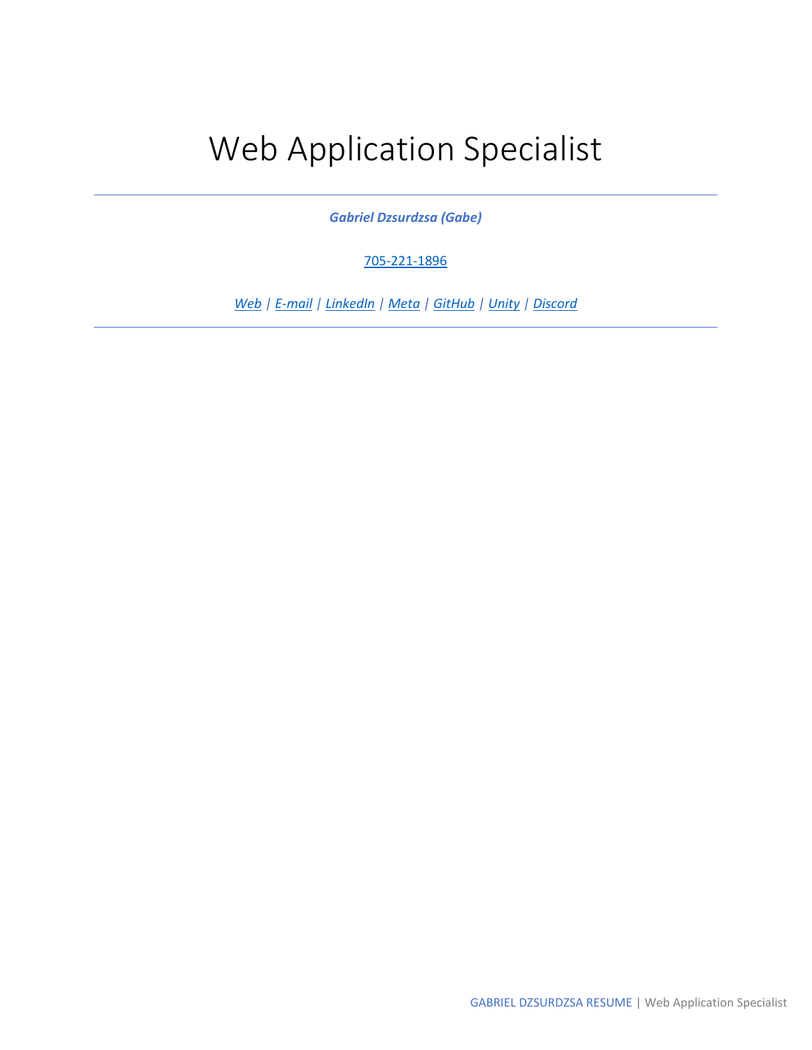# Web Application Specialist

***Gabriel Dzsurdzsa (Gabe)***

705-221-1896

*Web* | *E-mail* | *LinkedIn* | *Meta* | *GitHub* | *Unity* | *Discord*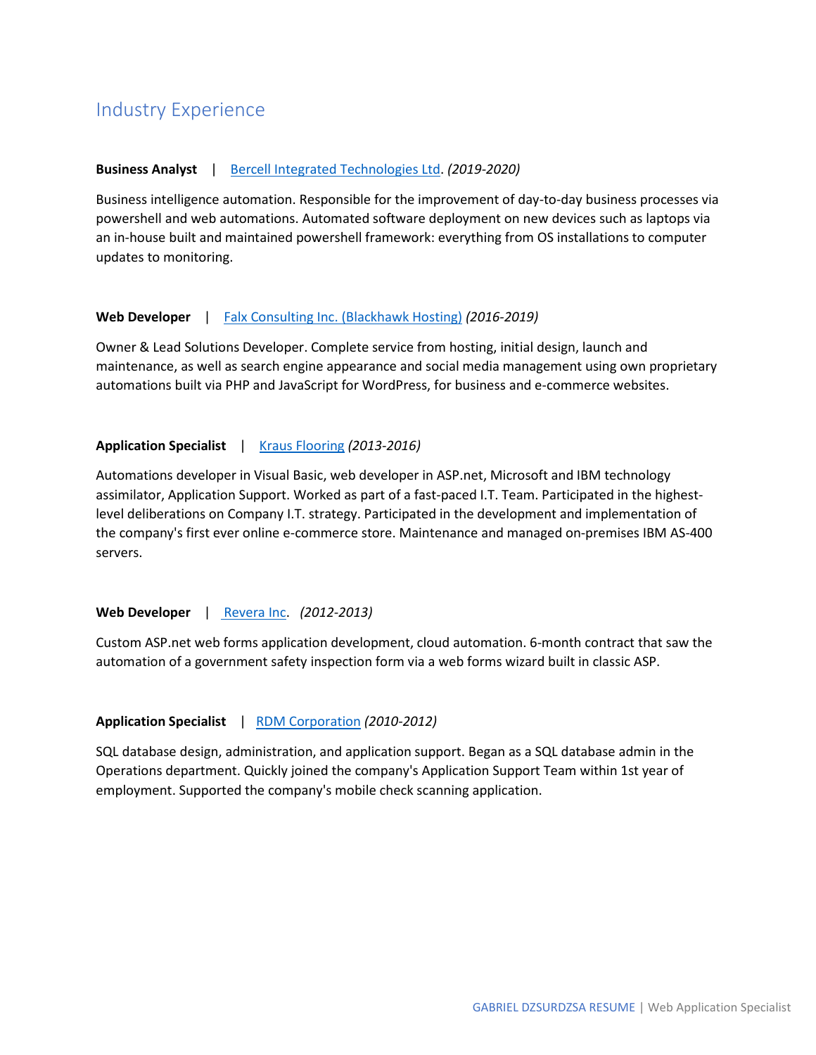## Industry Experience

**Business Analyst** | Bercell Integrated Technologies Ltd. *(2019-2020)*

Business intelligence automation. Responsible for the improvement of day-to-day business processes via powershell and web automations. Automated software deployment on new devices such as laptops via an in-house built and maintained powershell framework: everything from OS installations to computer updates to monitoring.

**Web Developer** | Falx Consulting Inc. (Blackhawk Hosting) *(2016-2019)*

Owner & Lead Solutions Developer. Complete service from hosting, initial design, launch and maintenance, as well as search engine appearance and social media management using own proprietary automations built via PHP and JavaScript for WordPress, for business and e-commerce websites.

**Application Specialist** | Kraus Flooring *(2013-2016)*

Automations developer in Visual Basic, web developer in ASP.net, Microsoft and IBM technology assimilator, Application Support. Worked as part of a fast-paced I.T. Team. Participated in the highest-level deliberations on Company I.T. strategy. Participated in the development and implementation of the company's first ever online e-commerce store. Maintenance and managed on-premises IBM AS-400 servers.

**Web Developer** | Revera Inc. *(2012-2013)*

Custom ASP.net web forms application development, cloud automation. 6-month contract that saw the automation of a government safety inspection form via a web forms wizard built in classic ASP.

**Application Specialist** | RDM Corporation *(2010-2012)*

SQL database design, administration, and application support. Began as a SQL database admin in the Operations department. Quickly joined the company's Application Support Team within 1st year of employment. Supported the company's mobile check scanning application.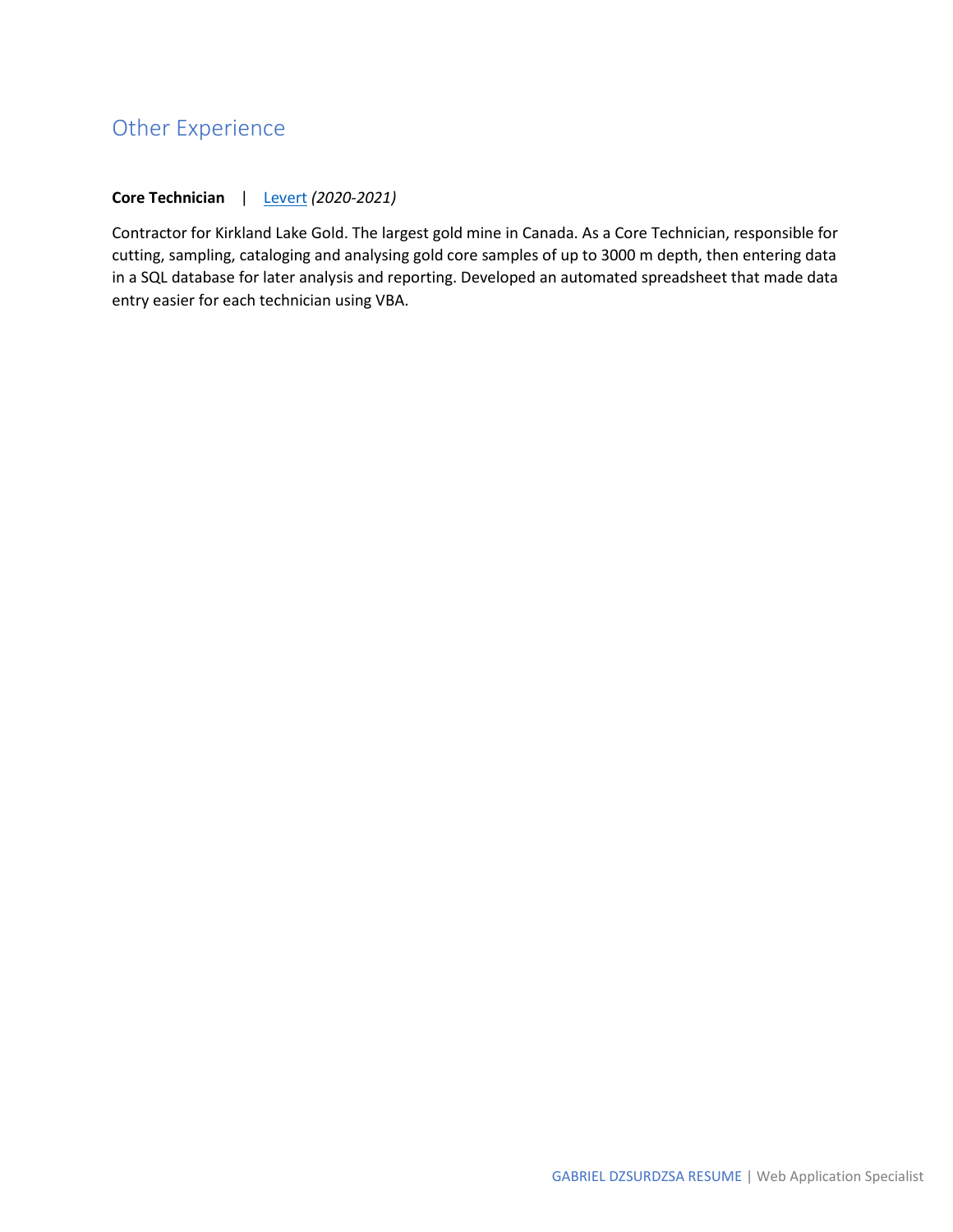## Other Experience

**Core Technician** | Levert *(2020-2021)*

Contractor for Kirkland Lake Gold. The largest gold mine in Canada. As a Core Technician, responsible for cutting, sampling, cataloging and analysing gold core samples of up to 3000 m depth, then entering data in a SQL database for later analysis and reporting. Developed an automated spreadsheet that made data entry easier for each technician using VBA.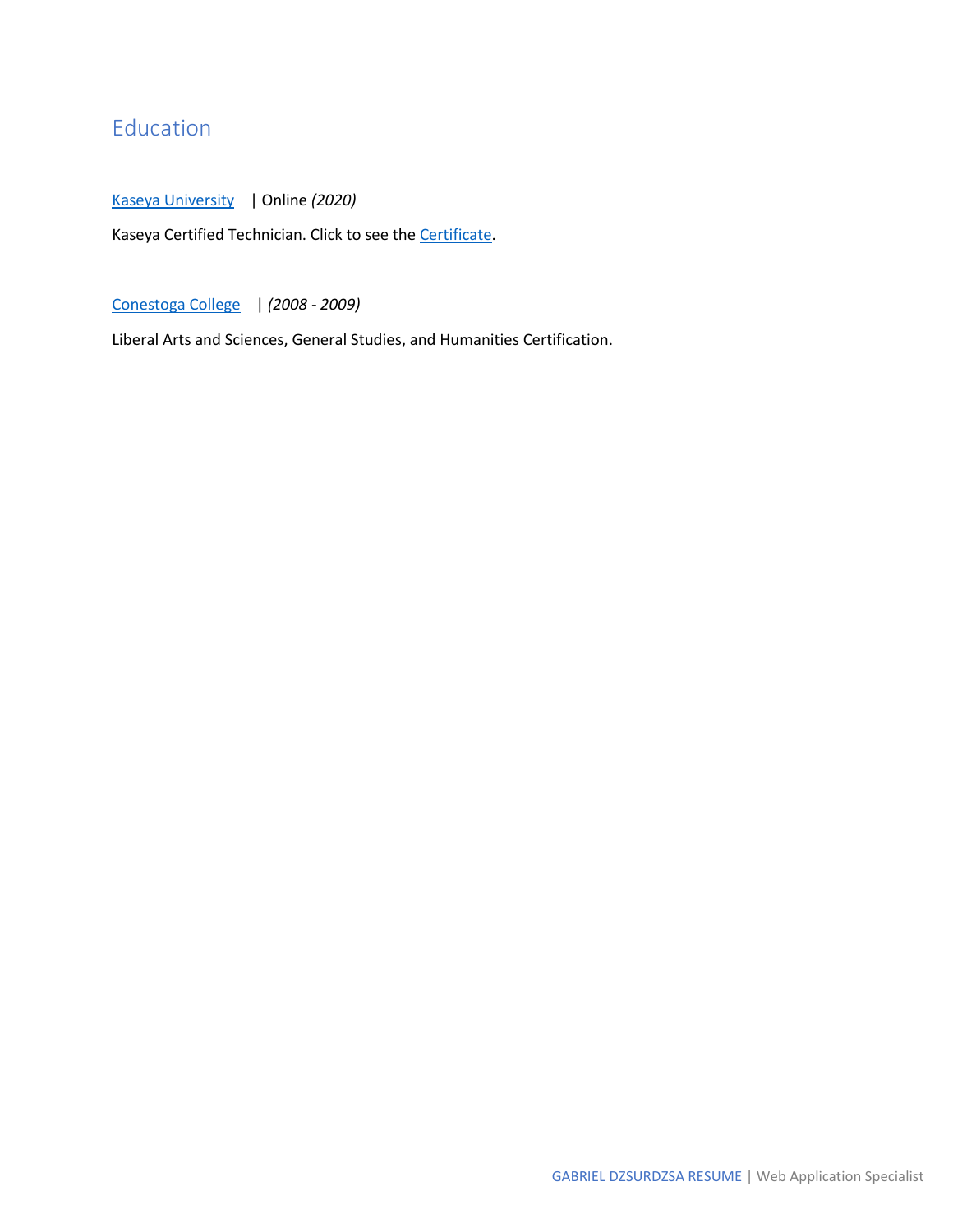## Education

[Kaseya University] | Online *(2020)*

Kaseya Certified Technician. Click to see the [Certificate].

[Conestoga College] | *(2008 - 2009)*

Liberal Arts and Sciences, General Studies, and Humanities Certification.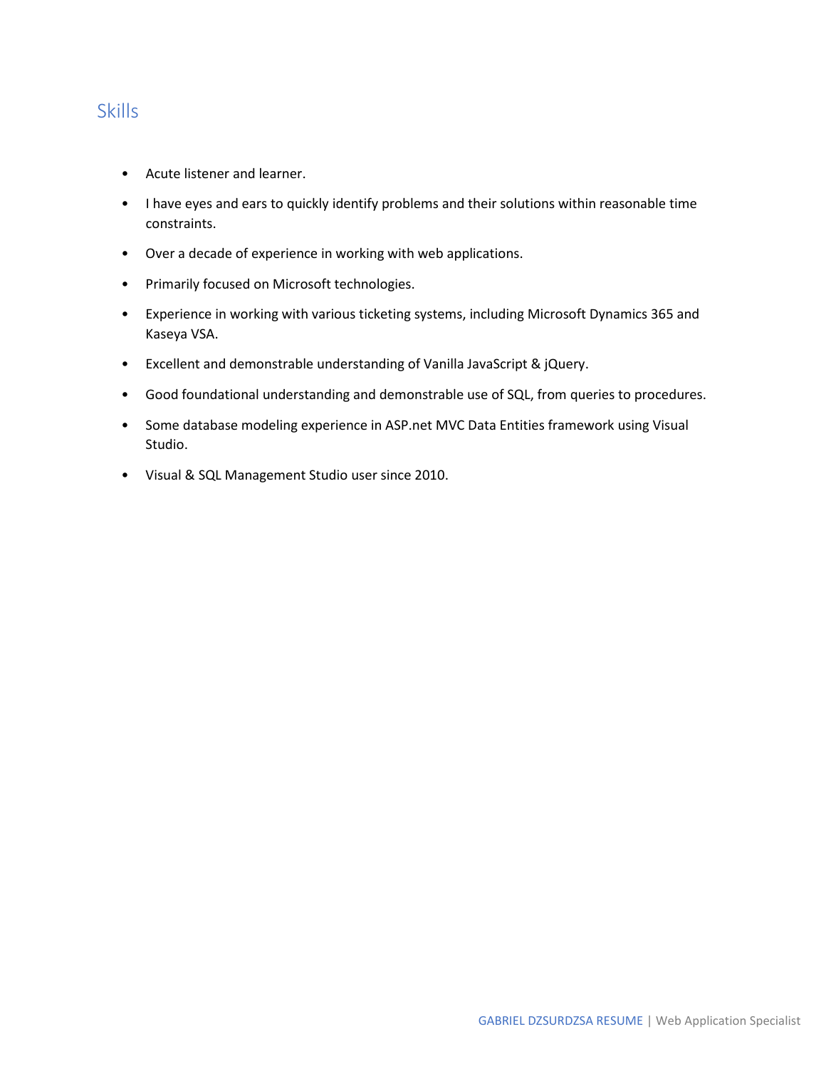## Skills

- Acute listener and learner.
- I have eyes and ears to quickly identify problems and their solutions within reasonable time constraints.
- Over a decade of experience in working with web applications.
- Primarily focused on Microsoft technologies.
- Experience in working with various ticketing systems, including Microsoft Dynamics 365 and Kaseya VSA.
- Excellent and demonstrable understanding of Vanilla JavaScript & jQuery.
- Good foundational understanding and demonstrable use of SQL, from queries to procedures.
- Some database modeling experience in ASP.net MVC Data Entities framework using Visual Studio.
- Visual & SQL Management Studio user since 2010.